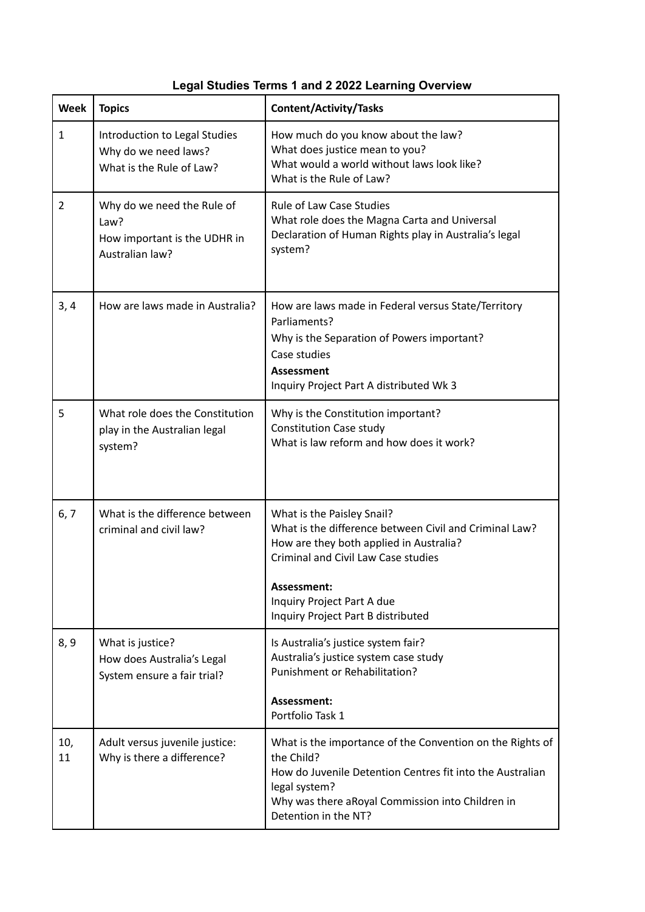# Legal Studies Terms 1 and 2 2022 Learning Overview

| Week | Topics | Content/Activity/Tasks |
|---|---|---|
| 1 | Introduction to Legal Studies<br>Why do we need laws?<br>What is the Rule of Law? | How much do you know about the law?<br>What does justice mean to you?<br>What would a world without laws look like?<br>What is the Rule of Law? |
| 2 | Why do we need the Rule of Law?<br>How important is the UDHR in Australian law? | Rule of Law Case Studies<br>What role does the Magna Carta and Universal Declaration of Human Rights play in Australia's legal system? |
| 3, 4 | How are laws made in Australia? | How are laws made in Federal versus State/Territory Parliaments?<br>Why is the Separation of Powers important?<br>Case studies<br>**Assessment**<br>Inquiry Project Part A distributed Wk 3 |
| 5 | What role does the Constitution play in the Australian legal system? | Why is the Constitution important?<br>Constitution Case study<br>What is law reform and how does it work? |
| 6, 7 | What is the difference between criminal and civil law? | What is the Paisley Snail?<br>What is the difference between Civil and Criminal Law?<br>How are they both applied in Australia?<br>Criminal and Civil Law Case studies<br><br>**Assessment:**<br>Inquiry Project Part A due<br>Inquiry Project Part B distributed |
| 8, 9 | What is justice?<br>How does Australia's Legal System ensure a fair trial? | Is Australia's justice system fair?<br>Australia's justice system case study<br>Punishment or Rehabilitation?<br><br>**Assessment:**<br>Portfolio Task 1 |
| 10, 11 | Adult versus juvenile justice: Why is there a difference? | What is the importance of the Convention on the Rights of the Child?<br>How do Juvenile Detention Centres fit into the Australian legal system?<br>Why was there aRoyal Commission into Children in Detention in the NT? |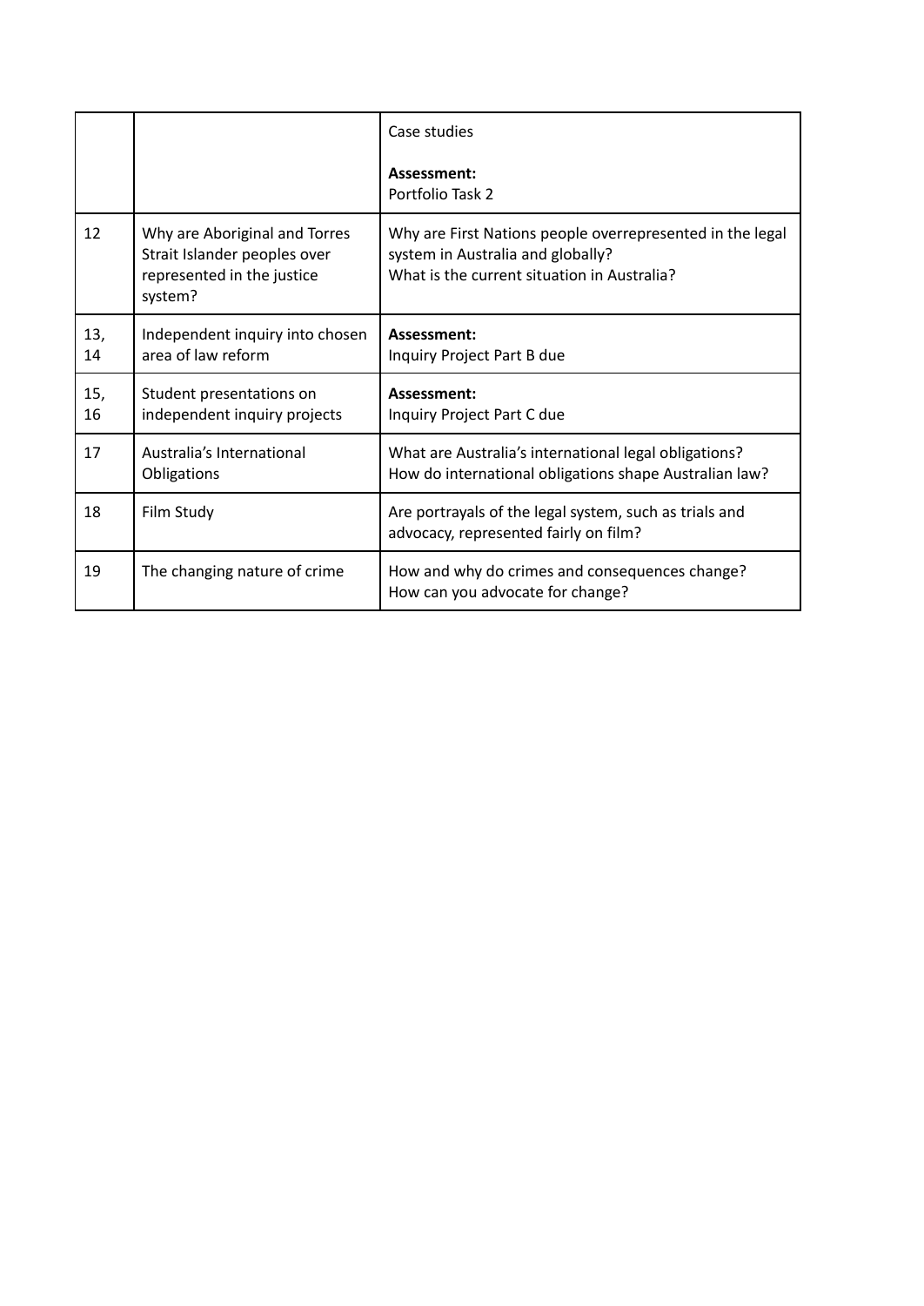| | | |
|---|---|---|
| | | Case studies<br><br>**Assessment:**<br>Portfolio Task 2 |
| 12 | Why are Aboriginal and Torres Strait Islander peoples over represented in the justice system? | Why are First Nations people overrepresented in the legal system in Australia and globally?<br>What is the current situation in Australia? |
| 13, 14 | Independent inquiry into chosen area of law reform | **Assessment:**<br>Inquiry Project Part B due |
| 15, 16 | Student presentations on independent inquiry projects | **Assessment:**<br>Inquiry Project Part C due |
| 17 | Australia's International Obligations | What are Australia's international legal obligations?<br>How do international obligations shape Australian law? |
| 18 | Film Study | Are portrayals of the legal system, such as trials and advocacy, represented fairly on film? |
| 19 | The changing nature of crime | How and why do crimes and consequences change?<br>How can you advocate for change? |